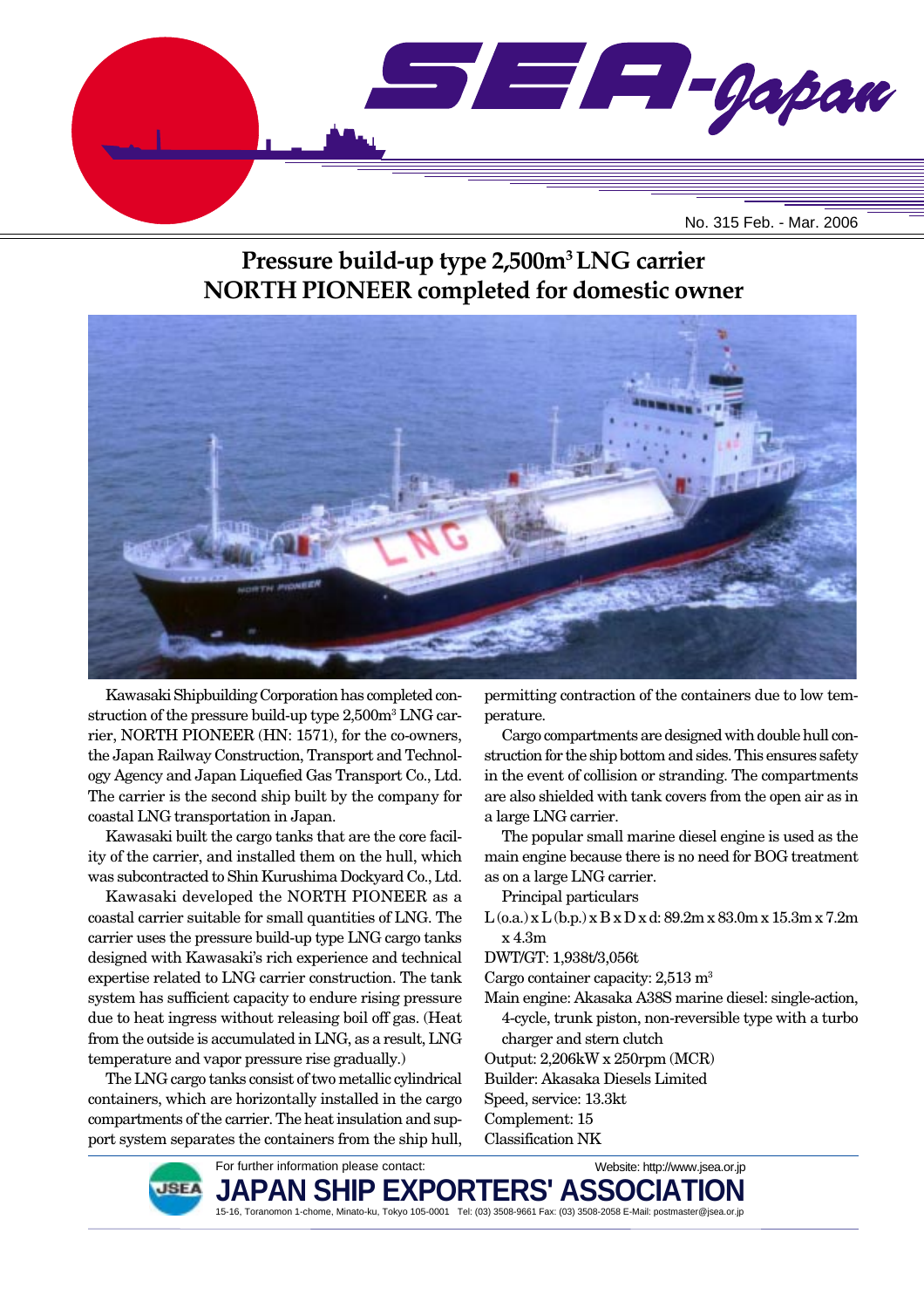# SEA-Japan

No. 315 Feb. - Mar. 2006

## Pressure build-up type 2,500m³ LNG carrier NORTH PIONEER completed for domestic owner

Kawasaki Shipbuilding Corporation has completed construction of the pressure build-up type 2,500m³ LNG carrier, NORTH PIONEER (HN: 1571), for the co-owners, the Japan Railway Construction, Transport and Technology Agency and Japan Liquefied Gas Transport Co., Ltd. The carrier is the second ship built by the company for coastal LNG transportation in Japan.

Kawasaki built the cargo tanks that are the core facility of the carrier, and installed them on the hull, which was subcontracted to Shin Kurushima Dockyard Co., Ltd.

Kawasaki developed the NORTH PIONEER as a coastal carrier suitable for small quantities of LNG. The carrier uses the pressure build-up type LNG cargo tanks designed with Kawasaki's rich experience and technical expertise related to LNG carrier construction. The tank system has sufficient capacity to endure rising pressure due to heat ingress without releasing boil off gas. (Heat from the outside is accumulated in LNG, as a result, LNG temperature and vapor pressure rise gradually.)

The LNG cargo tanks consist of two metallic cylindrical containers, which are horizontally installed in the cargo compartments of the carrier. The heat insulation and support system separates the containers from the ship hull, permitting contraction of the containers due to low temperature.

Cargo compartments are designed with double hull construction for the ship bottom and sides. This ensures safety in the event of collision or stranding. The compartments are also shielded with tank covers from the open air as in a large LNG carrier.

The popular small marine diesel engine is used as the main engine because there is no need for BOG treatment as on a large LNG carrier.

Principal particulars

L (o.a.) x L (b.p.) x B x D x d: 89.2m x 83.0m x 15.3m x 7.2m x 4.3m
DWT/GT: 1,938t/3,056t
Cargo container capacity: 2,513 m³
Main engine: Akasaka A38S marine diesel: single-action, 4-cycle, trunk piston, non-reversible type with a turbo charger and stern clutch
Output: 2,206kW x 250rpm (MCR)
Builder: Akasaka Diesels Limited
Speed, service: 13.3kt
Complement: 15
Classification NK

For further information please contact:
Website: http://www.jsea.or.jp

**JAPAN SHIP EXPORTERS' ASSOCIATION**

15-16, Toranomon 1-chome, Minato-ku, Tokyo 105-0001 Tel: (03) 3508-9661 Fax: (03) 3508-2058 E-Mail: postmaster@jsea.or.jp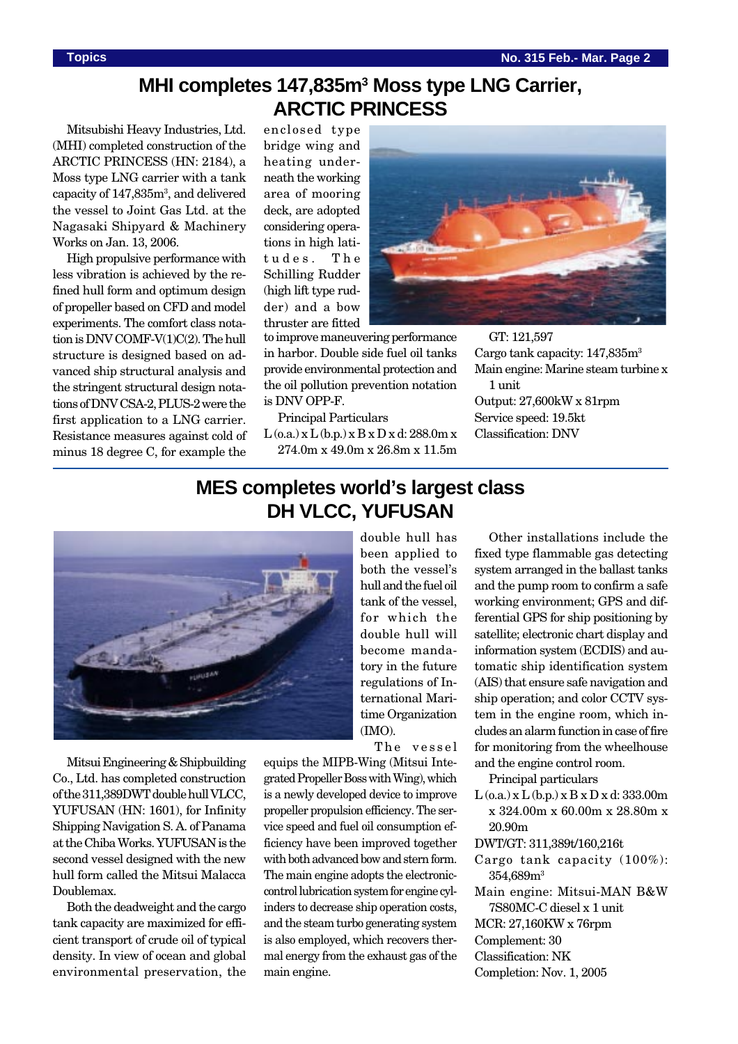# MHI completes 147,835m$^3$ Moss type LNG Carrier, ARCTIC PRINCESS

Mitsubishi Heavy Industries, Ltd. (MHI) completed construction of the ARCTIC PRINCESS (HN: 2184), a Moss type LNG carrier with a tank capacity of 147,835m$^3$, and delivered the vessel to Joint Gas Ltd. at the Nagasaki Shipyard & Machinery Works on Jan. 13, 2006.

High propulsive performance with less vibration is achieved by the refined hull form and optimum design of propeller based on CFD and model experiments. The comfort class notation is DNV COMF-V(1)C(2). The hull structure is designed based on advanced ship structural analysis and the stringent structural design notations of DNV CSA-2, PLUS-2 were the first application to a LNG carrier. Resistance measures against cold of minus 18 degree C, for example the enclosed type bridge wing and heating underneath the working area of mooring deck, are adopted considering operations in high latitudes. The Schilling Rudder (high lift type rudder) and a bow thruster are fitted to improve maneuvering performance in harbor. Double side fuel oil tanks provide environmental protection and the oil pollution prevention notation is DNV OPP-F.

Principal Particulars

L (o.a.) x L (b.p.) x B x D x d: 288.0m x 274.0m x 49.0m x 26.8m x 11.5m

GT: 121,597

Cargo tank capacity: 147,835m$^3$

Main engine: Marine steam turbine x 1 unit

Output: 27,600kW x 81rpm

Service speed: 19.5kt

Classification: DNV

# MES completes world's largest class DH VLCC, YUFUSAN

Mitsui Engineering & Shipbuilding Co., Ltd. has completed construction of the 311,389DWT double hull VLCC, YUFUSAN (HN: 1601), for Infinity Shipping Navigation S. A. of Panama at the Chiba Works. YUFUSAN is the second vessel designed with the new hull form called the Mitsui Malacca Doublemax.

Both the deadweight and the cargo tank capacity are maximized for efficient transport of crude oil of typical density. In view of ocean and global environmental preservation, the double hull has been applied to both the vessel's hull and the fuel oil tank of the vessel, for which the double hull will become mandatory in the future regulations of International Maritime Organization (IMO).

The vessel equips the MIPB-Wing (Mitsui Integrated Propeller Boss with Wing), which is a newly developed device to improve propeller propulsion efficiency. The service speed and fuel oil consumption efficiency have been improved together with both advanced bow and stern form. The main engine adopts the electronic-control lubrication system for engine cylinders to decrease ship operation costs, and the steam turbo generating system is also employed, which recovers thermal energy from the exhaust gas of the main engine.

Other installations include the fixed type flammable gas detecting system arranged in the ballast tanks and the pump room to confirm a safe working environment; GPS and differential GPS for ship positioning by satellite; electronic chart display and information system (ECDIS) and automatic ship identification system (AIS) that ensure safe navigation and ship operation; and color CCTV system in the engine room, which includes an alarm function in case of fire for monitoring from the wheelhouse and the engine control room.

Principal particulars

L (o.a.) x L (b.p.) x B x D x d: 333.00m x 324.00m x 60.00m x 28.80m x 20.90m

DWT/GT: 311,389t/160,216t

Cargo tank capacity (100%): 354,689m$^3$

Main engine: Mitsui-MAN B&W 7S80MC-C diesel x 1 unit

MCR: 27,160KW x 76rpm

Complement: 30

Classification: NK

Completion: Nov. 1, 2005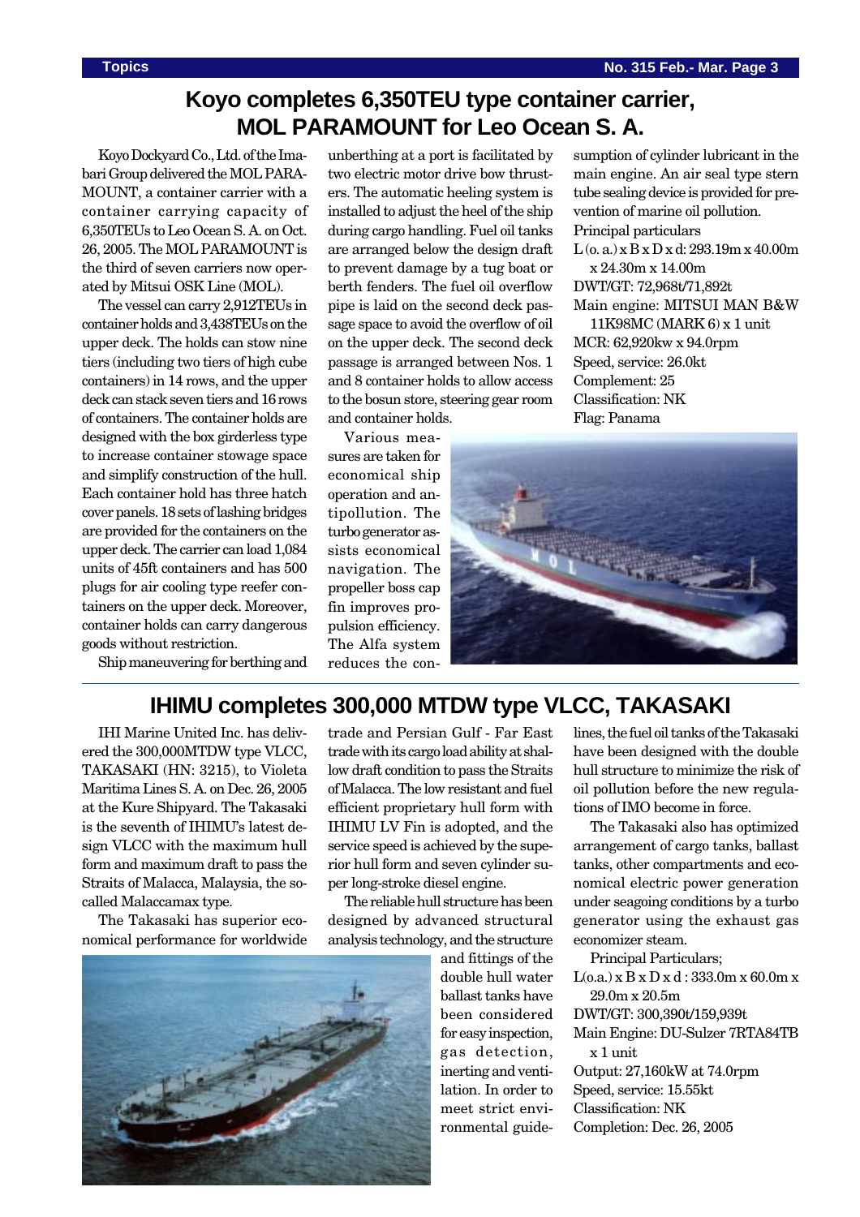# Koyo completes 6,350TEU type container carrier, MOL PARAMOUNT for Leo Ocean S. A.

Koyo Dockyard Co., Ltd. of the Imabari Group delivered the MOL PARAMOUNT, a container carrier with a container carrying capacity of 6,350TEUs to Leo Ocean S. A. on Oct. 26, 2005. The MOL PARAMOUNT is the third of seven carriers now operated by Mitsui OSK Line (MOL).

The vessel can carry 2,912TEUs in container holds and 3,438TEUs on the upper deck. The holds can stow nine tiers (including two tiers of high cube containers) in 14 rows, and the upper deck can stack seven tiers and 16 rows of containers. The container holds are designed with the box girderless type to increase container stowage space and simplify construction of the hull. Each container hold has three hatch cover panels. 18 sets of lashing bridges are provided for the containers on the upper deck. The carrier can load 1,084 units of 45ft containers and has 500 plugs for air cooling type reefer containers on the upper deck. Moreover, container holds can carry dangerous goods without restriction.

Ship maneuvering for berthing and unberthing at a port is facilitated by two electric motor drive bow thrusters. The automatic heeling system is installed to adjust the heel of the ship during cargo handling. Fuel oil tanks are arranged below the design draft to prevent damage by a tug boat or berth fenders. The fuel oil overflow pipe is laid on the second deck passage space to avoid the overflow of oil on the upper deck. The second deck passage is arranged between Nos. 1 and 8 container holds to allow access to the bosun store, steering gear room and container holds.

Various measures are taken for economical ship operation and antipollution. The turbo generator assists economical navigation. The propeller boss cap fin improves propulsion efficiency. The Alfa system reduces the consumption of cylinder lubricant in the main engine. An air seal type stern tube sealing device is provided for prevention of marine oil pollution.

Principal particulars

L (o. a.) x B x D x d: 293.19m x 40.00m x 24.30m x 14.00m
DWT/GT: 72,968t/71,892t
Main engine: MITSUI MAN B&W 11K98MC (MARK 6) x 1 unit
MCR: 62,920kw x 94.0rpm
Speed, service: 26.0kt
Complement: 25
Classification: NK
Flag: Panama

# IHIMU completes 300,000 MTDW type VLCC, TAKASAKI

IHI Marine United Inc. has delivered the 300,000MTDW type VLCC, TAKASAKI (HN: 3215), to Violeta Maritima Lines S. A. on Dec. 26, 2005 at the Kure Shipyard. The Takasaki is the seventh of IHIMU's latest design VLCC with the maximum hull form and maximum draft to pass the Straits of Malacca, Malaysia, the so-called Malaccamax type.

The Takasaki has superior economical performance for worldwide trade and Persian Gulf - Far East trade with its cargo load ability at shallow draft condition to pass the Straits of Malacca. The low resistant and fuel efficient proprietary hull form with IHIMU LV Fin is adopted, and the service speed is achieved by the superior hull form and seven cylinder super long-stroke diesel engine.

The reliable hull structure has been designed by advanced structural analysis technology, and the structure and fittings of the double hull water ballast tanks have been considered for easy inspection, gas detection, inerting and ventilation. In order to meet strict environmental guidelines, the fuel oil tanks of the Takasaki have been designed with the double hull structure to minimize the risk of oil pollution before the new regulations of IMO become in force.

The Takasaki also has optimized arrangement of cargo tanks, ballast tanks, other compartments and economical electric power generation under seagoing conditions by a turbo generator using the exhaust gas economizer steam.

Principal Particulars;

L(o.a.) x B x D x d : 333.0m x 60.0m x 29.0m x 20.5m
DWT/GT: 300,390t/159,939t
Main Engine: DU-Sulzer 7RTA84TB x 1 unit
Output: 27,160kW at 74.0rpm
Speed, service: 15.55kt
Classification: NK
Completion: Dec. 26, 2005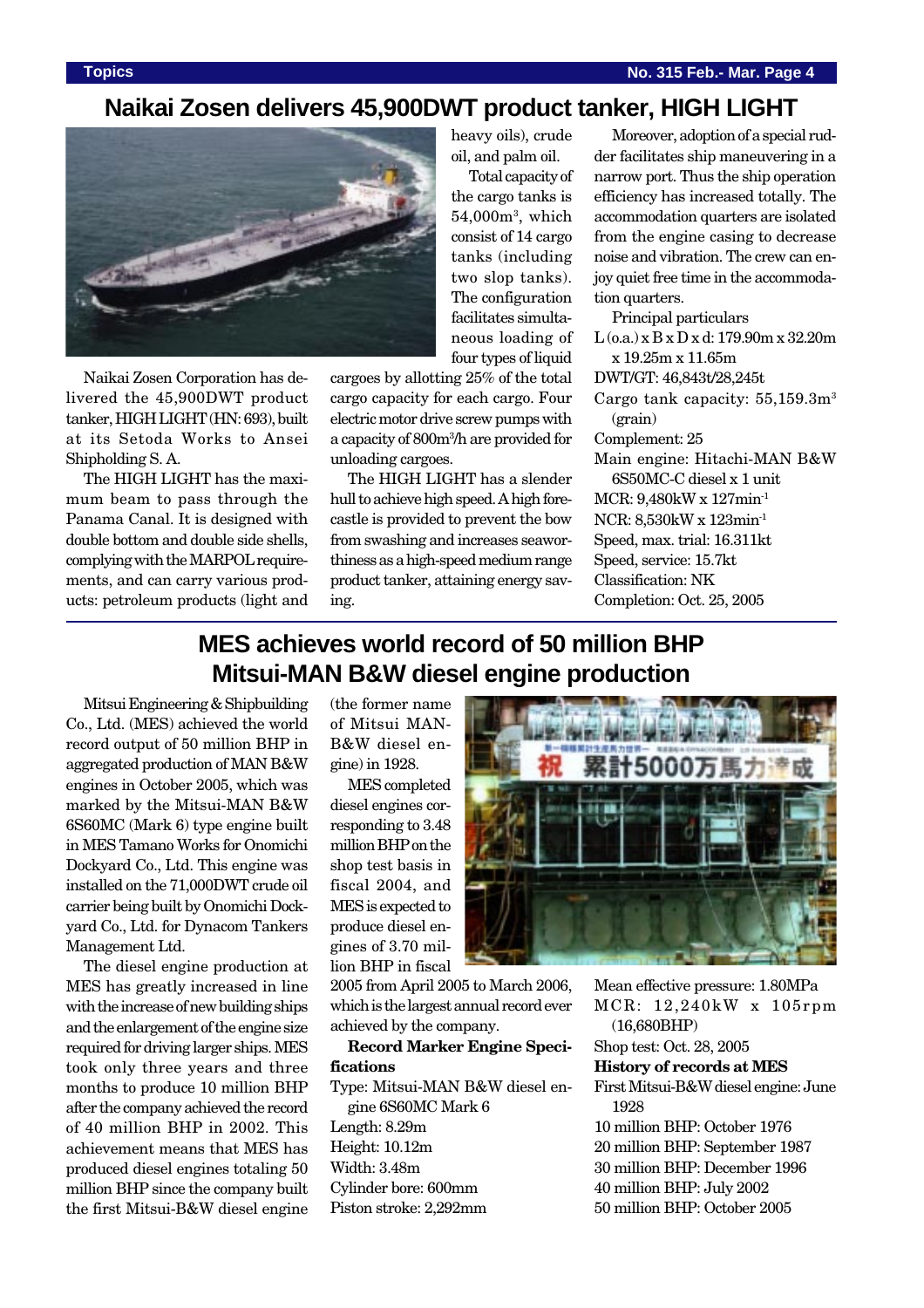# Naikai Zosen delivers 45,900DWT product tanker, HIGH LIGHT

Naikai Zosen Corporation has delivered the 45,900DWT product tanker, HIGH LIGHT (HN: 693), built at its Setoda Works to Ansei Shipholding S. A.

The HIGH LIGHT has the maximum beam to pass through the Panama Canal. It is designed with double bottom and double side shells, complying with the MARPOL requirements, and can carry various products: petroleum products (light and heavy oils), crude oil, and palm oil.

Total capacity of the cargo tanks is 54,000m$^3$, which consist of 14 cargo tanks (including two slop tanks). The configuration facilitates simultaneous loading of four types of liquid cargoes by allotting 25% of the total cargo capacity for each cargo. Four electric motor drive screw pumps with a capacity of 800m$^3$/h are provided for unloading cargoes.

The HIGH LIGHT has a slender hull to achieve high speed. A high forecastle is provided to prevent the bow from swashing and increases seaworthiness as a high-speed medium range product tanker, attaining energy saving.

Moreover, adoption of a special rudder facilitates ship maneuvering in a narrow port. Thus the ship operation efficiency has increased totally. The accommodation quarters are isolated from the engine casing to decrease noise and vibration. The crew can enjoy quiet free time in the accommodation quarters.

Principal particulars

L (o.a.) x B x D x d: 179.90m x 32.20m x 19.25m x 11.65m
DWT/GT: 46,843t/28,245t
Cargo tank capacity: 55,159.3m$^3$ (grain)
Complement: 25
Main engine: Hitachi-MAN B&W 6S50MC-C diesel x 1 unit
MCR: 9,480kW x 127min$^{-1}$
NCR: 8,530kW x 123min$^{-1}$
Speed, max. trial: 16.311kt
Speed, service: 15.7kt
Classification: NK
Completion: Oct. 25, 2005

# MES achieves world record of 50 million BHP Mitsui-MAN B&W diesel engine production

Mitsui Engineering & Shipbuilding Co., Ltd. (MES) achieved the world record output of 50 million BHP in aggregated production of MAN B&W engines in October 2005, which was marked by the Mitsui-MAN B&W 6S60MC (Mark 6) type engine built in MES Tamano Works for Onomichi Dockyard Co., Ltd. This engine was installed on the 71,000DWT crude oil carrier being built by Onomichi Dockyard Co., Ltd. for Dynacom Tankers Management Ltd.

The diesel engine production at MES has greatly increased in line with the increase of new building ships and the enlargement of the engine size required for driving larger ships. MES took only three years and three months to produce 10 million BHP after the company achieved the record of 40 million BHP in 2002. This achievement means that MES has produced diesel engines totaling 50 million BHP since the company built the first Mitsui-B&W diesel engine (the former name of Mitsui MAN-B&W diesel engine) in 1928.

MES completed diesel engines corresponding to 3.48 million BHP on the shop test basis in fiscal 2004, and MES is expected to produce diesel engines of 3.70 million BHP in fiscal 2005 from April 2005 to March 2006, which is the largest annual record ever achieved by the company.

**Record Marker Engine Specifications**

Type: Mitsui-MAN B&W diesel engine 6S60MC Mark 6
Length: 8.29m
Height: 10.12m
Width: 3.48m
Cylinder bore: 600mm
Piston stroke: 2,292mm
Mean effective pressure: 1.80MPa
MCR: 12,240kW x 105rpm (16,680BHP)
Shop test: Oct. 28, 2005

**History of records at MES**

First Mitsui-B&W diesel engine: June 1928
10 million BHP: October 1976
20 million BHP: September 1987
30 million BHP: December 1996
40 million BHP: July 2002
50 million BHP: October 2005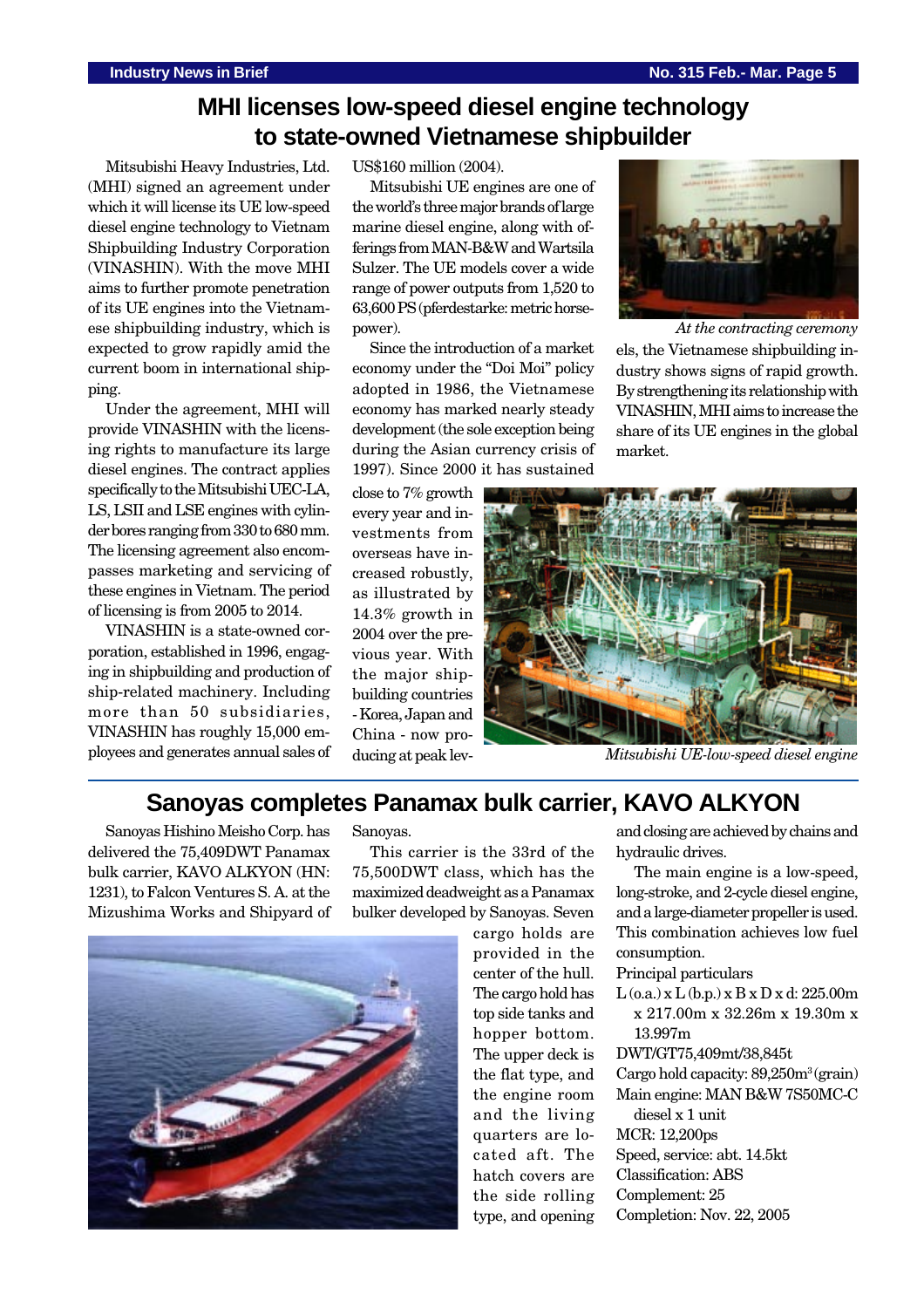## MHI licenses low-speed diesel engine technology to state-owned Vietnamese shipbuilder

Mitsubishi Heavy Industries, Ltd. (MHI) signed an agreement under which it will license its UE low-speed diesel engine technology to Vietnam Shipbuilding Industry Corporation (VINASHIN). With the move MHI aims to further promote penetration of its UE engines into the Vietnamese shipbuilding industry, which is expected to grow rapidly amid the current boom in international shipping.

Under the agreement, MHI will provide VINASHIN with the licensing rights to manufacture its large diesel engines. The contract applies specifically to the Mitsubishi UEC-LA, LS, LSII and LSE engines with cylinder bores ranging from 330 to 680 mm. The licensing agreement also encompasses marketing and servicing of these engines in Vietnam. The period of licensing is from 2005 to 2014.

VINASHIN is a state-owned corporation, established in 1996, engaging in shipbuilding and production of ship-related machinery. Including more than 50 subsidiaries, VINASHIN has roughly 15,000 employees and generates annual sales of US$160 million (2004).

Mitsubishi UE engines are one of the world's three major brands of large marine diesel engine, along with offerings from MAN-B&W and Wartsila Sulzer. The UE models cover a wide range of power outputs from 1,520 to 63,600 PS (pferdestarke: metric horsepower).

Since the introduction of a market economy under the "Doi Moi" policy adopted in 1986, the Vietnamese economy has marked nearly steady development (the sole exception being during the Asian currency crisis of 1997). Since 2000 it has sustained close to 7% growth every year and investments from overseas have increased robustly, as illustrated by 14.3% growth in 2004 over the previous year. With the major shipbuilding countries - Korea, Japan and China - now producing at peak levels, the Vietnamese shipbuilding industry shows signs of rapid growth. By strengthening its relationship with VINASHIN, MHI aims to increase the share of its UE engines in the global market.

*At the contracting ceremony*

*Mitsubishi UE-low-speed diesel engine*

## Sanoyas completes Panamax bulk carrier, KAVO ALKYON

Sanoyas Hishino Meisho Corp. has delivered the 75,409DWT Panamax bulk carrier, KAVO ALKYON (HN: 1231), to Falcon Ventures S. A. at the Mizushima Works and Shipyard of Sanoyas.

This carrier is the 33rd of the 75,500DWT class, which has the maximized deadweight as a Panamax bulker developed by Sanoyas. Seven cargo holds are provided in the center of the hull. The cargo hold has top side tanks and hopper bottom. The upper deck is the flat type, and the engine room and the living quarters are located aft. The hatch covers are the side rolling type, and opening and closing are achieved by chains and hydraulic drives.

The main engine is a low-speed, long-stroke, and 2-cycle diesel engine, and a large-diameter propeller is used. This combination achieves low fuel consumption.

Principal particulars

- L (o.a.) x L (b.p.) x B x D x d: 225.00m x 217.00m x 32.26m x 19.30m x 13.997m
- DWT/GT75,409mt/38,845t
- Cargo hold capacity: 89,250m³ (grain)
- Main engine: MAN B&W 7S50MC-C diesel x 1 unit
- MCR: 12,200ps
- Speed, service: abt. 14.5kt
- Classification: ABS
- Complement: 25
- Completion: Nov. 22, 2005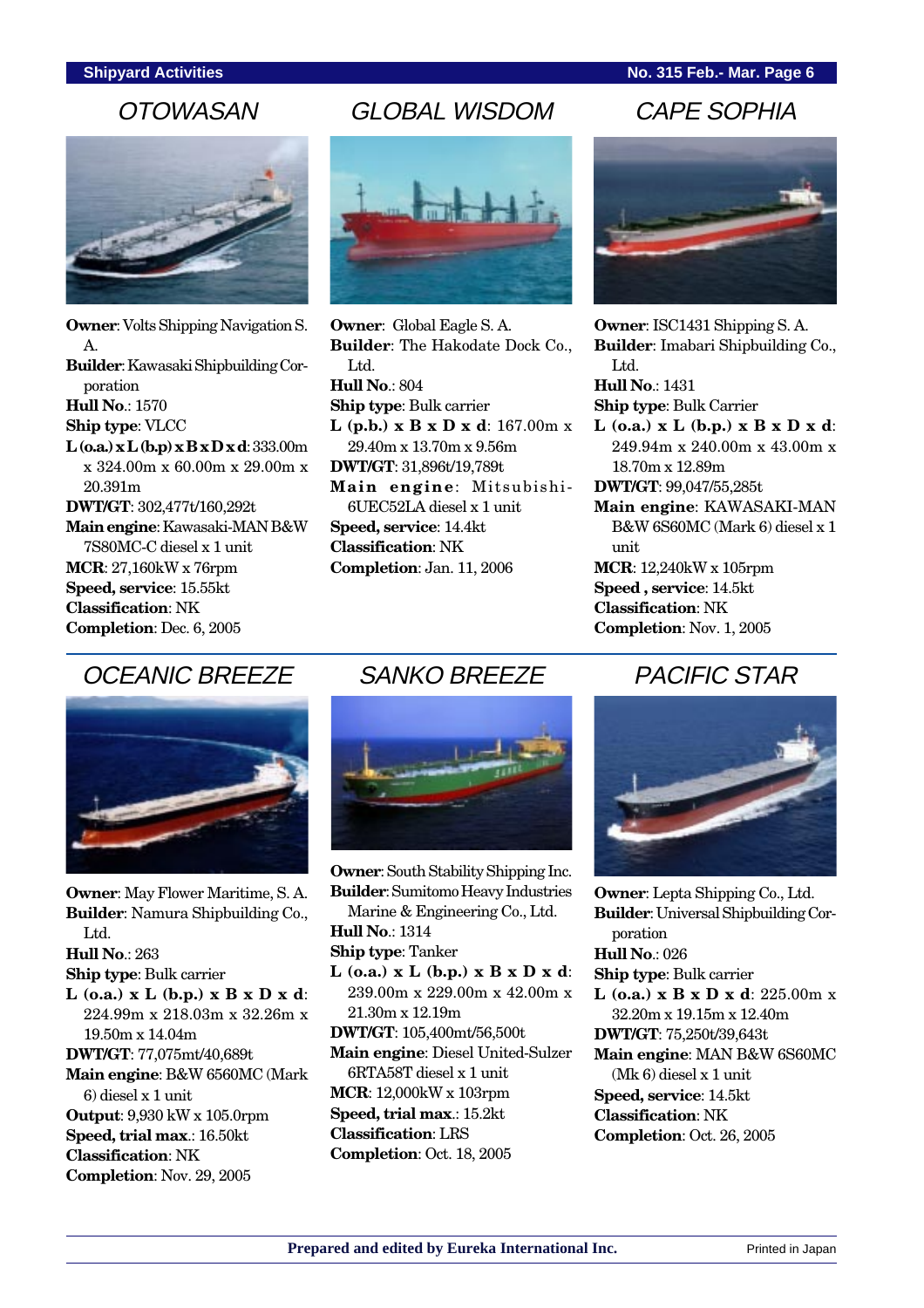## OTOWASAN

**Owner**: Volts Shipping Navigation S. A.
**Builder**: Kawasaki Shipbuilding Corporation
**Hull No**.: 1570
**Ship type**: VLCC
**L (o.a.) x L (b.p) x B x D x d**: 333.00m x 324.00m x 60.00m x 29.00m x 20.391m
**DWT/GT**: 302,477t/160,292t
**Main engine**: Kawasaki-MAN B&W 7S80MC-C diesel x 1 unit
**MCR**: 27,160kW x 76rpm
**Speed, service**: 15.55kt
**Classification**: NK
**Completion**: Dec. 6, 2005

## GLOBAL WISDOM

**Owner**: Global Eagle S. A.
**Builder**: The Hakodate Dock Co., Ltd.
**Hull No**.: 804
**Ship type**: Bulk carrier
**L (p.b.) x B x D x d**: 167.00m x 29.40m x 13.70m x 9.56m
**DWT/GT**: 31,896t/19,789t
**Main engine**: Mitsubishi-6UEC52LA diesel x 1 unit
**Speed, service**: 14.4kt
**Classification**: NK
**Completion**: Jan. 11, 2006

## CAPE SOPHIA

**Owner**: ISC1431 Shipping S. A.
**Builder**: Imabari Shipbuilding Co., Ltd.
**Hull No**.: 1431
**Ship type**: Bulk Carrier
**L (o.a.) x L (b.p.) x B x D x d**: 249.94m x 240.00m x 43.00m x 18.70m x 12.89m
**DWT/GT**: 99,047/55,285t
**Main engine**: KAWASAKI-MAN B&W 6S60MC (Mark 6) diesel x 1 unit
**MCR**: 12,240kW x 105rpm
**Speed , service**: 14.5kt
**Classification**: NK
**Completion**: Nov. 1, 2005

## OCEANIC BREEZE

**Owner**: May Flower Maritime, S. A.
**Builder**: Namura Shipbuilding Co., Ltd.
**Hull No**.: 263
**Ship type**: Bulk carrier
**L (o.a.) x L (b.p.) x B x D x d**: 224.99m x 218.03m x 32.26m x 19.50m x 14.04m
**DWT/GT**: 77,075mt/40,689t
**Main engine**: B&W 6560MC (Mark 6) diesel x 1 unit
**Output**: 9,930 kW x 105.0rpm
**Speed, trial max**.: 16.50kt
**Classification**: NK
**Completion**: Nov. 29, 2005

## SANKO BREEZE

**Owner**: South Stability Shipping Inc.
**Builder**: Sumitomo Heavy Industries Marine & Engineering Co., Ltd.
**Hull No**.: 1314
**Ship type**: Tanker
**L (o.a.) x L (b.p.) x B x D x d**: 239.00m x 229.00m x 42.00m x 21.30m x 12.19m
**DWT/GT**: 105,400mt/56,500t
**Main engine**: Diesel United-Sulzer 6RTA58T diesel x 1 unit
**MCR**: 12,000kW x 103rpm
**Speed, trial max**.: 15.2kt
**Classification**: LRS
**Completion**: Oct. 18, 2005

## PACIFIC STAR

**Owner**: Lepta Shipping Co., Ltd.
**Builder**: Universal Shipbuilding Corporation
**Hull No**.: 026
**Ship type**: Bulk carrier
**L (o.a.) x B x D x d**: 225.00m x 32.20m x 19.15m x 12.40m
**DWT/GT**: 75,250t/39,643t
**Main engine**: MAN B&W 6S60MC (Mk 6) diesel x 1 unit
**Speed, service**: 14.5kt
**Classification**: NK
**Completion**: Oct. 26, 2005

**Prepared and edited by Eureka International Inc.**

Printed in Japan